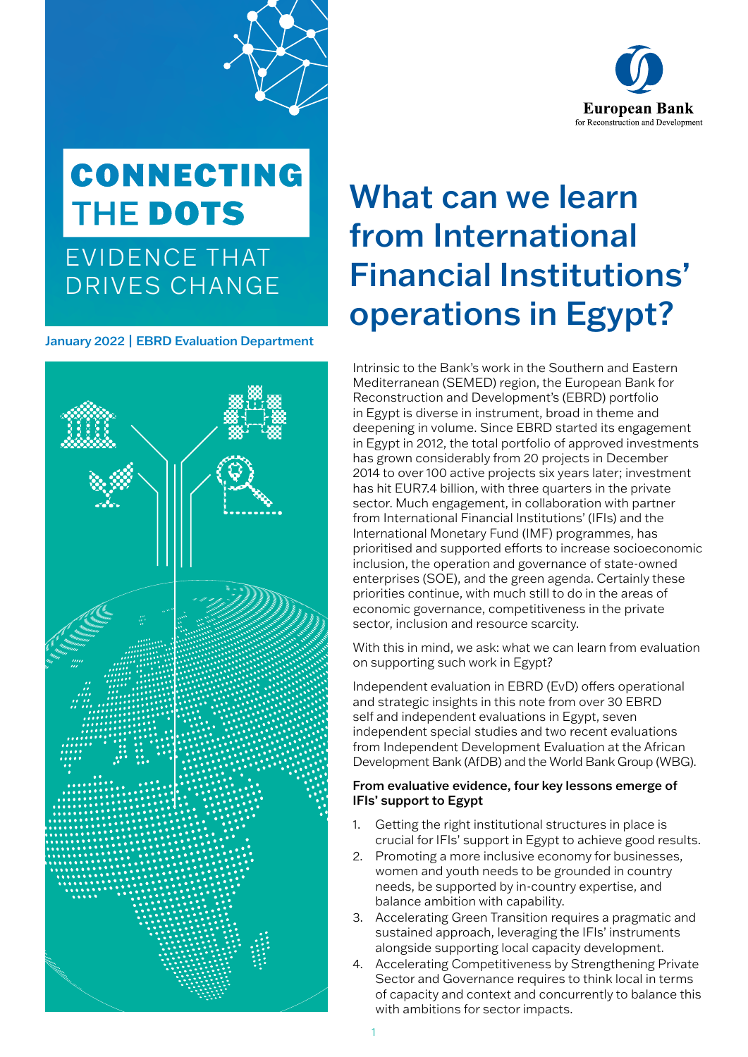# CONNECTING THE DOTS

EVIDENCE THAT DRIVES CHANGE

**January 2022 | EBRD Evaluation Department**

European Bank for Reconstruction and Development

# What can we learn from International Financial Institutions' operations in Egypt?

Intrinsic to the Bank's work in the Southern and Eastern Mediterranean (SEMED) region, the European Bank for Reconstruction and Development's (EBRD) portfolio in Egypt is diverse in instrument, broad in theme and deepening in volume. Since EBRD started its engagement in Egypt in 2012, the total portfolio of approved investments has grown considerably from 20 projects in December 2014 to over 100 active projects six years later; investment has hit EUR7.4 billion, with three quarters in the private sector. Much engagement, in collaboration with partner from International Financial Institutions' (IFIs) and the International Monetary Fund (IMF) programmes, has prioritised and supported efforts to increase socioeconomic inclusion, the operation and governance of state-owned enterprises (SOE), and the green agenda. Certainly these priorities continue, with much still to do in the areas of economic governance, competitiveness in the private sector, inclusion and resource scarcity.

With this in mind, we ask: what we can learn from evaluation on supporting such work in Egypt?

Independent evaluation in EBRD (EvD) offers operational and strategic insights in this note from over 30 EBRD self and independent evaluations in Egypt, seven independent special studies and two recent evaluations from Independent Development Evaluation at the African Development Bank (AfDB) and the World Bank Group (WBG).

**From evaluative evidence, four key lessons emerge of IFIs' support to Egypt**

1. Getting the right institutional structures in place is crucial for IFIs' support in Egypt to achieve good results.
2. Promoting a more inclusive economy for businesses, women and youth needs to be grounded in country needs, be supported by in-country expertise, and balance ambition with capability.
3. Accelerating Green Transition requires a pragmatic and sustained approach, leveraging the IFIs' instruments alongside supporting local capacity development.
4. Accelerating Competitiveness by Strengthening Private Sector and Governance requires to think local in terms of capacity and context and concurrently to balance this with ambitions for sector impacts.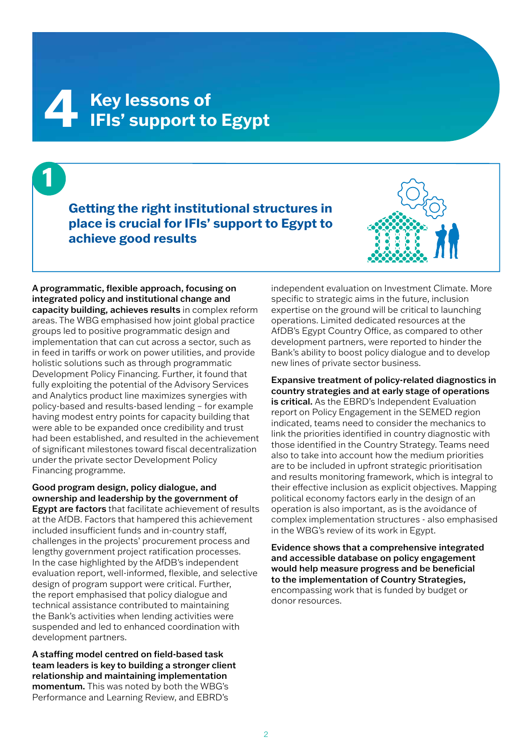# 4 Key lessons of IFIs' support to Egypt

## 1 Getting the right institutional structures in place is crucial for IFIs' support to Egypt to achieve good results

**A programmatic, flexible approach, focusing on integrated policy and institutional change and capacity building, achieves results** in complex reform areas. The WBG emphasised how joint global practice groups led to positive programmatic design and implementation that can cut across a sector, such as in feed in tariffs or work on power utilities, and provide holistic solutions such as through programmatic Development Policy Financing. Further, it found that fully exploiting the potential of the Advisory Services and Analytics product line maximizes synergies with policy-based and results-based lending – for example having modest entry points for capacity building that were able to be expanded once credibility and trust had been established, and resulted in the achievement of significant milestones toward fiscal decentralization under the private sector Development Policy Financing programme.

**Good program design, policy dialogue, and ownership and leadership by the government of Egypt are factors** that facilitate achievement of results at the AfDB. Factors that hampered this achievement included insufficient funds and in-country staff, challenges in the projects' procurement process and lengthy government project ratification processes. In the case highlighted by the AfDB's independent evaluation report, well-informed, flexible, and selective design of program support were critical. Further, the report emphasised that policy dialogue and technical assistance contributed to maintaining the Bank's activities when lending activities were suspended and led to enhanced coordination with development partners.

**A staffing model centred on field-based task team leaders is key to building a stronger client relationship and maintaining implementation momentum.** This was noted by both the WBG's Performance and Learning Review, and EBRD's independent evaluation on Investment Climate. More specific to strategic aims in the future, inclusion expertise on the ground will be critical to launching operations. Limited dedicated resources at the AfDB's Egypt Country Office, as compared to other development partners, were reported to hinder the Bank's ability to boost policy dialogue and to develop new lines of private sector business.

**Expansive treatment of policy-related diagnostics in country strategies and at early stage of operations is critical.** As the EBRD's Independent Evaluation report on Policy Engagement in the SEMED region indicated, teams need to consider the mechanics to link the priorities identified in country diagnostic with those identified in the Country Strategy. Teams need also to take into account how the medium priorities are to be included in upfront strategic prioritisation and results monitoring framework, which is integral to their effective inclusion as explicit objectives. Mapping political economy factors early in the design of an operation is also important, as is the avoidance of complex implementation structures - also emphasised in the WBG's review of its work in Egypt.

**Evidence shows that a comprehensive integrated and accessible database on policy engagement would help measure progress and be beneficial to the implementation of Country Strategies,** encompassing work that is funded by budget or donor resources.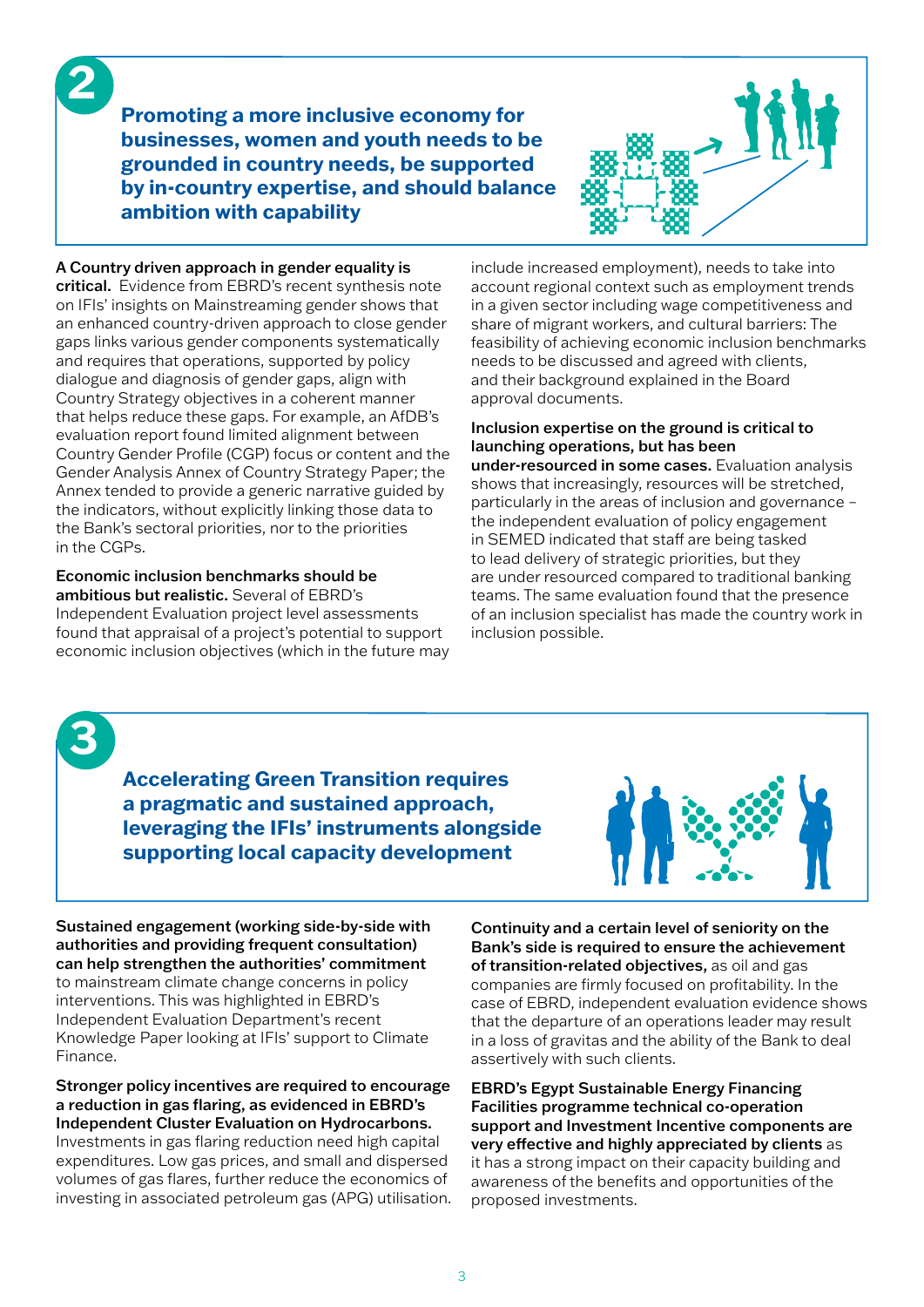## 2

## Promoting a more inclusive economy for businesses, women and youth needs to be grounded in country needs, be supported by in-country expertise, and should balance ambition with capability

**A Country driven approach in gender equality is critical.** Evidence from EBRD's recent synthesis note on IFIs' insights on Mainstreaming gender shows that an enhanced country-driven approach to close gender gaps links various gender components systematically and requires that operations, supported by policy dialogue and diagnosis of gender gaps, align with Country Strategy objectives in a coherent manner that helps reduce these gaps. For example, an AfDB's evaluation report found limited alignment between Country Gender Profile (CGP) focus or content and the Gender Analysis Annex of Country Strategy Paper; the Annex tended to provide a generic narrative guided by the indicators, without explicitly linking those data to the Bank's sectoral priorities, nor to the priorities in the CGPs.

**Economic inclusion benchmarks should be ambitious but realistic.** Several of EBRD's Independent Evaluation project level assessments found that appraisal of a project's potential to support economic inclusion objectives (which in the future may include increased employment), needs to take into account regional context such as employment trends in a given sector including wage competitiveness and share of migrant workers, and cultural barriers: The feasibility of achieving economic inclusion benchmarks needs to be discussed and agreed with clients, and their background explained in the Board approval documents.

**Inclusion expertise on the ground is critical to launching operations, but has been under-resourced in some cases.** Evaluation analysis shows that increasingly, resources will be stretched, particularly in the areas of inclusion and governance – the independent evaluation of policy engagement in SEMED indicated that staff are being tasked to lead delivery of strategic priorities, but they are under resourced compared to traditional banking teams. The same evaluation found that the presence of an inclusion specialist has made the country work in inclusion possible.

## 3

## Accelerating Green Transition requires a pragmatic and sustained approach, leveraging the IFIs' instruments alongside supporting local capacity development

**Sustained engagement (working side-by-side with authorities and providing frequent consultation) can help strengthen the authorities' commitment** to mainstream climate change concerns in policy interventions. This was highlighted in EBRD's Independent Evaluation Department's recent Knowledge Paper looking at IFIs' support to Climate Finance.

**Stronger policy incentives are required to encourage a reduction in gas flaring, as evidenced in EBRD's Independent Cluster Evaluation on Hydrocarbons.** Investments in gas flaring reduction need high capital expenditures. Low gas prices, and small and dispersed volumes of gas flares, further reduce the economics of investing in associated petroleum gas (APG) utilisation.

**Continuity and a certain level of seniority on the Bank's side is required to ensure the achievement of transition-related objectives,** as oil and gas companies are firmly focused on profitability. In the case of EBRD, independent evaluation evidence shows that the departure of an operations leader may result in a loss of gravitas and the ability of the Bank to deal assertively with such clients.

**EBRD's Egypt Sustainable Energy Financing Facilities programme technical co-operation support and Investment Incentive components are very effective and highly appreciated by clients** as it has a strong impact on their capacity building and awareness of the benefits and opportunities of the proposed investments.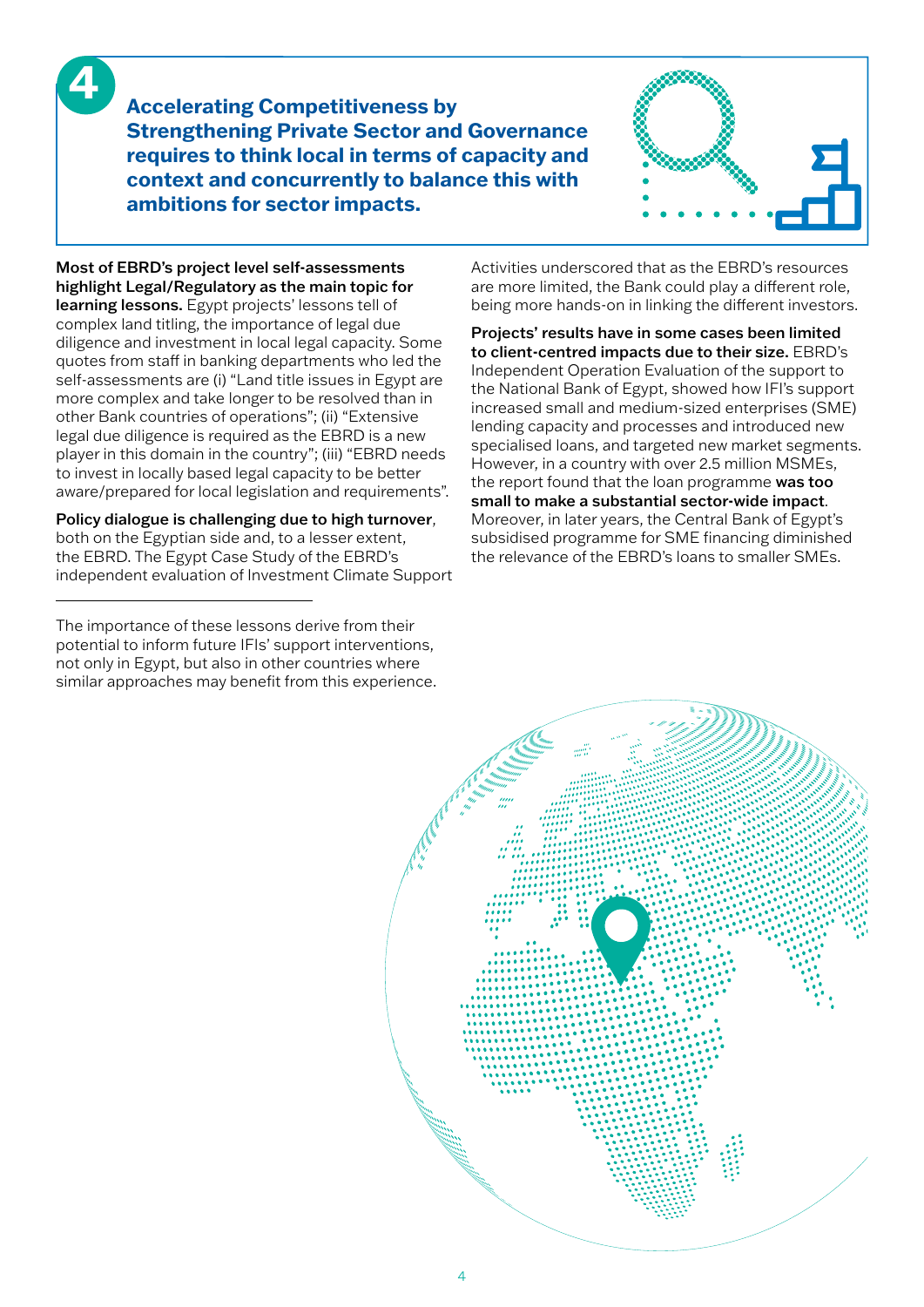## 4

**Accelerating Competitiveness by Strengthening Private Sector and Governance requires to think local in terms of capacity and context and concurrently to balance this with ambitions for sector impacts.**

**Most of EBRD's project level self-assessments highlight Legal/Regulatory as the main topic for learning lessons.** Egypt projects' lessons tell of complex land titling, the importance of legal due diligence and investment in local legal capacity. Some quotes from staff in banking departments who led the self-assessments are (i) "Land title issues in Egypt are more complex and take longer to be resolved than in other Bank countries of operations"; (ii) "Extensive legal due diligence is required as the EBRD is a new player in this domain in the country"; (iii) "EBRD needs to invest in locally based legal capacity to be better aware/prepared for local legislation and requirements".

**Policy dialogue is challenging due to high turnover**, both on the Egyptian side and, to a lesser extent, the EBRD. The Egypt Case Study of the EBRD's independent evaluation of Investment Climate Support Activities underscored that as the EBRD's resources are more limited, the Bank could play a different role, being more hands-on in linking the different investors.

**Projects' results have in some cases been limited to client-centred impacts due to their size.** EBRD's Independent Operation Evaluation of the support to the National Bank of Egypt, showed how IFI's support increased small and medium-sized enterprises (SME) lending capacity and processes and introduced new specialised loans, and targeted new market segments. However, in a country with over 2.5 million MSMEs, the report found that the loan programme **was too small to make a substantial sector-wide impact**. Moreover, in later years, the Central Bank of Egypt's subsidised programme for SME financing diminished the relevance of the EBRD's loans to smaller SMEs.

---

The importance of these lessons derive from their potential to inform future IFIs' support interventions, not only in Egypt, but also in other countries where similar approaches may benefit from this experience.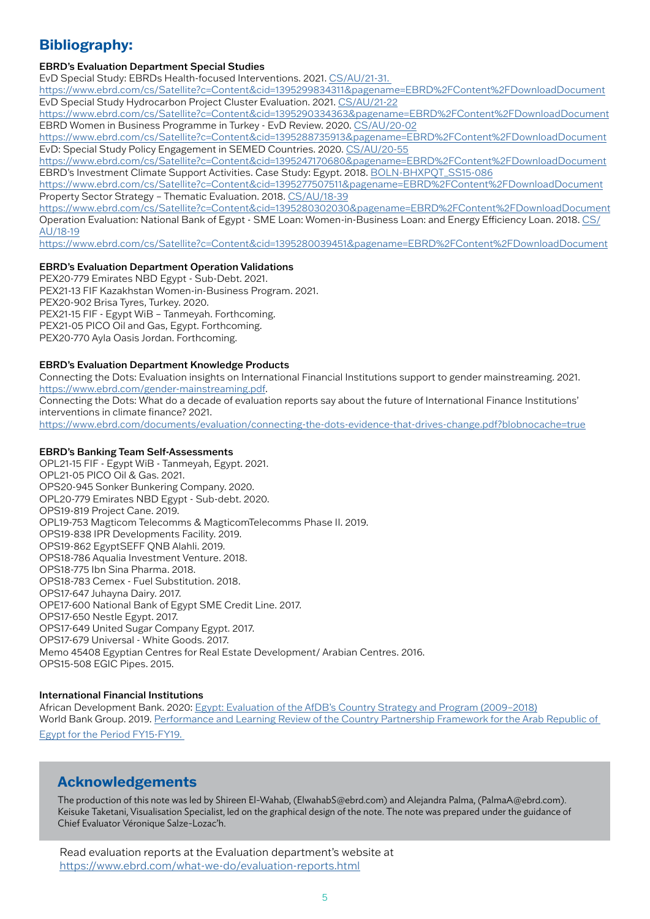## Bibliography:

### EBRD's Evaluation Department Special Studies

EvD Special Study: EBRDs Health-focused Interventions. 2021. CS/AU/21-31.
https://www.ebrd.com/cs/Satellite?c=Content&cid=1395299834311&pagename=EBRD%2FContent%2FDownloadDocument
EvD Special Study Hydrocarbon Project Cluster Evaluation. 2021. CS/AU/21-22
https://www.ebrd.com/cs/Satellite?c=Content&cid=1395290334363&pagename=EBRD%2FContent%2FDownloadDocument
EBRD Women in Business Programme in Turkey - EvD Review. 2020. CS/AU/20-02
https://www.ebrd.com/cs/Satellite?c=Content&cid=1395288735913&pagename=EBRD%2FContent%2FDownloadDocument
EvD: Special Study Policy Engagement in SEMED Countries. 2020. CS/AU/20-55
https://www.ebrd.com/cs/Satellite?c=Content&cid=1395247170680&pagename=EBRD%2FContent%2FDownloadDocument
EBRD's Investment Climate Support Activities. Case Study: Egypt. 2018. BOLN-BHXPQT_SS15-086
https://www.ebrd.com/cs/Satellite?c=Content&cid=1395277507511&pagename=EBRD%2FContent%2FDownloadDocument
Property Sector Strategy – Thematic Evaluation. 2018. CS/AU/18-39
https://www.ebrd.com/cs/Satellite?c=Content&cid=1395280302030&pagename=EBRD%2FContent%2FDownloadDocument
Operation Evaluation: National Bank of Egypt - SME Loan: Women-in-Business Loan: and Energy Efficiency Loan. 2018. CS/AU/18-19
https://www.ebrd.com/cs/Satellite?c=Content&cid=1395280039451&pagename=EBRD%2FContent%2FDownloadDocument

### EBRD's Evaluation Department Operation Validations

PEX20-779 Emirates NBD Egypt - Sub-Debt. 2021.
PEX21-13 FIF Kazakhstan Women-in-Business Program. 2021.
PEX20-902 Brisa Tyres, Turkey. 2020.
PEX21-15 FIF - Egypt WiB – Tanmeyah. Forthcoming.
PEX21-05 PICO Oil and Gas, Egypt. Forthcoming.
PEX20-770 Ayla Oasis Jordan. Forthcoming.

### EBRD's Evaluation Department Knowledge Products

Connecting the Dots: Evaluation insights on International Financial Institutions support to gender mainstreaming. 2021. https://www.ebrd.com/gender-mainstreaming.pdf.
Connecting the Dots: What do a decade of evaluation reports say about the future of International Finance Institutions' interventions in climate finance? 2021.
https://www.ebrd.com/documents/evaluation/connecting-the-dots-evidence-that-drives-change.pdf?blobnocache=true

### EBRD's Banking Team Self-Assessments

OPL21-15 FIF - Egypt WiB - Tanmeyah, Egypt. 2021.
OPL21-05 PICO Oil & Gas. 2021.
OPS20-945 Sonker Bunkering Company. 2020.
OPL20-779 Emirates NBD Egypt - Sub-debt. 2020.
OPS19-819 Project Cane. 2019.
OPL19-753 Magticom Telecomms & MagticomTelecomms Phase II. 2019.
OPS19-838 IPR Developments Facility. 2019.
OPS19-862 EgyptSEFF QNB Alahli. 2019.
OPS18-786 Aqualia Investment Venture. 2018.
OPS18-775 Ibn Sina Pharma. 2018.
OPS18-783 Cemex - Fuel Substitution. 2018.
OPS17-647 Juhayna Dairy. 2017.
OPE17-600 National Bank of Egypt SME Credit Line. 2017.
OPS17-650 Nestle Egypt. 2017.
OPS17-649 United Sugar Company Egypt. 2017.
OPS17-679 Universal - White Goods. 2017.
Memo 45408 Egyptian Centres for Real Estate Development/ Arabian Centres. 2016.
OPS15-508 EGIC Pipes. 2015.

### International Financial Institutions

African Development Bank. 2020: Egypt: Evaluation of the AfDB's Country Strategy and Program (2009–2018)
World Bank Group. 2019. Performance and Learning Review of the Country Partnership Framework for the Arab Republic of Egypt for the Period FY15-FY19.

## Acknowledgements

The production of this note was led by Shireen El-Wahab, (ElwahabS@ebrd.com) and Alejandra Palma, (PalmaA@ebrd.com). Keisuke Taketani, Visualisation Specialist, led on the graphical design of the note. The note was prepared under the guidance of Chief Evaluator Véronique Salze-Lozac'h.

Read evaluation reports at the Evaluation department's website at
https://www.ebrd.com/what-we-do/evaluation-reports.html